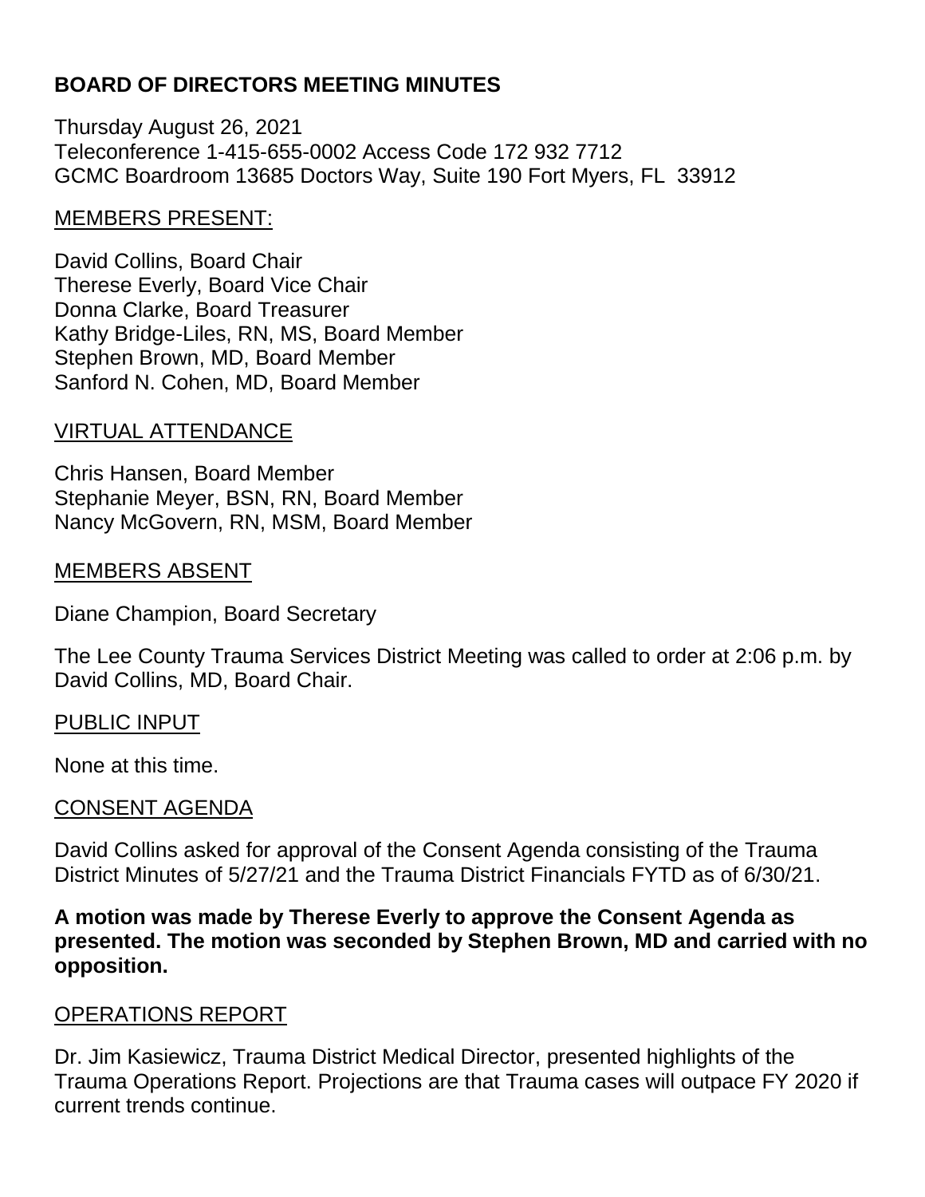# BOARD OF DIRECTORS MEETING MINUTES

Thursday August 26, 2021
Teleconference 1-415-655-0002 Access Code 172 932 7712
GCMC Boardroom 13685 Doctors Way, Suite 190 Fort Myers, FL  33912

## MEMBERS PRESENT:

David Collins, Board Chair
Therese Everly, Board Vice Chair
Donna Clarke, Board Treasurer
Kathy Bridge-Liles, RN, MS, Board Member
Stephen Brown, MD, Board Member
Sanford N. Cohen, MD, Board Member

## VIRTUAL ATTENDANCE

Chris Hansen, Board Member
Stephanie Meyer, BSN, RN, Board Member
Nancy McGovern, RN, MSM, Board Member

## MEMBERS ABSENT

Diane Champion, Board Secretary

The Lee County Trauma Services District Meeting was called to order at 2:06 p.m. by David Collins, MD, Board Chair.

## PUBLIC INPUT

None at this time.

## CONSENT AGENDA

David Collins asked for approval of the Consent Agenda consisting of the Trauma District Minutes of 5/27/21 and the Trauma District Financials FYTD as of 6/30/21.

**A motion was made by Therese Everly to approve the Consent Agenda as presented. The motion was seconded by Stephen Brown, MD and carried with no opposition.**

## OPERATIONS REPORT

Dr. Jim Kasiewicz, Trauma District Medical Director, presented highlights of the Trauma Operations Report. Projections are that Trauma cases will outpace FY 2020 if current trends continue.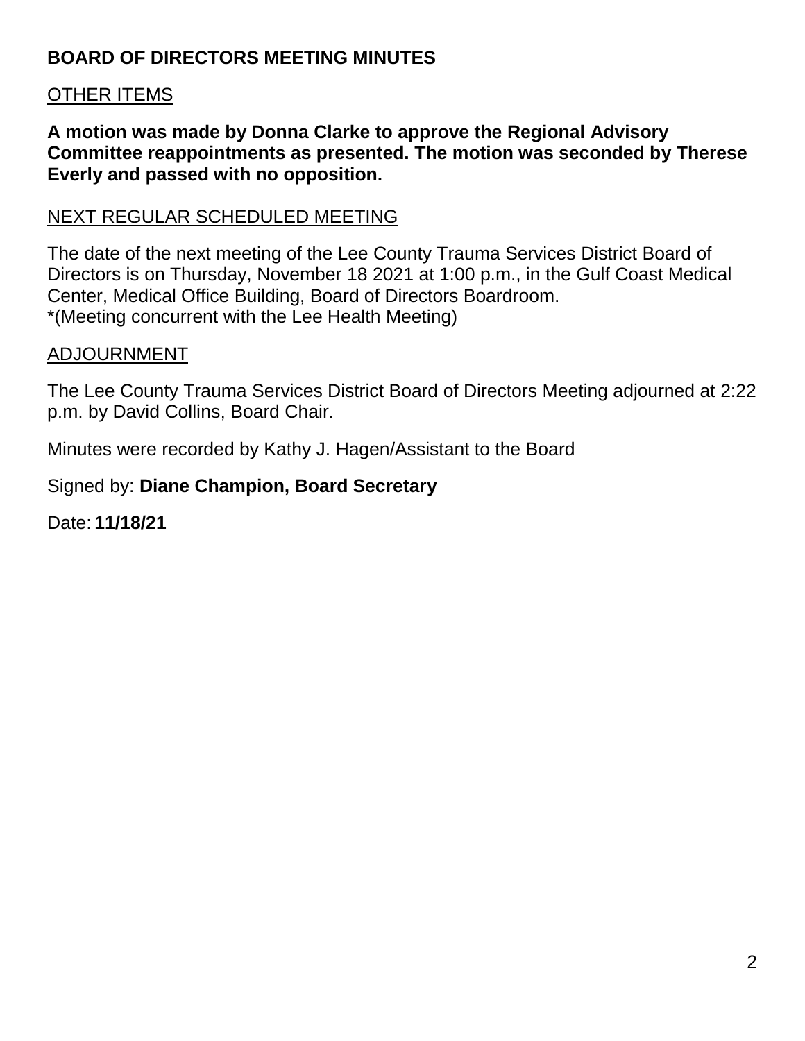**BOARD OF DIRECTORS MEETING MINUTES**

OTHER ITEMS

**A motion was made by Donna Clarke to approve the Regional Advisory Committee reappointments as presented. The motion was seconded by Therese Everly and passed with no opposition.**

NEXT REGULAR SCHEDULED MEETING

The date of the next meeting of the Lee County Trauma Services District Board of Directors is on Thursday, November 18 2021 at 1:00 p.m., in the Gulf Coast Medical Center, Medical Office Building, Board of Directors Boardroom.
*(Meeting concurrent with the Lee Health Meeting)

ADJOURNMENT

The Lee County Trauma Services District Board of Directors Meeting adjourned at 2:22 p.m. by David Collins, Board Chair.

Minutes were recorded by Kathy J. Hagen/Assistant to the Board

Signed by: **Diane Champion, Board Secretary**

Date: **11/18/21**